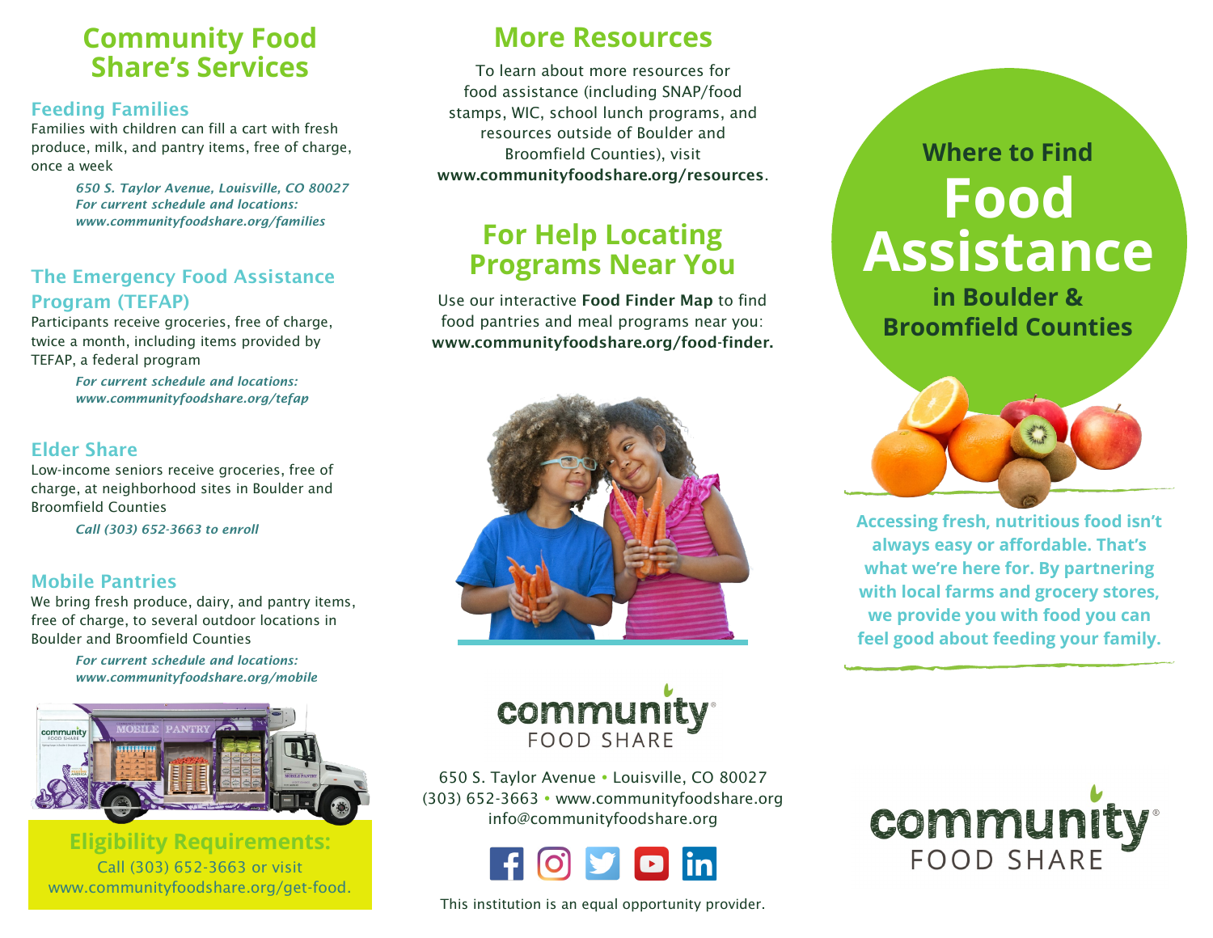# Community Food Share's Services

## Feeding Families

Families with children can fill a cart with fresh produce, milk, and pantry items, free of charge, once a week

*650 S. Taylor Avenue, Louisville, CO 80027*
*For current schedule and locations: www.communityfoodshare.org/families*

## The Emergency Food Assistance Program (TEFAP)

Participants receive groceries, free of charge, twice a month, including items provided by TEFAP, a federal program

*For current schedule and locations: www.communityfoodshare.org/tefap*

## Elder Share

Low-income seniors receive groceries, free of charge, at neighborhood sites in Boulder and Broomfield Counties

*Call (303) 652-3663 to enroll*

## Mobile Pantries

We bring fresh produce, dairy, and pantry items, free of charge, to several outdoor locations in Boulder and Broomfield Counties

*For current schedule and locations: www.communityfoodshare.org/mobile*

## Eligibility Requirements:

Call (303) 652-3663 or visit www.communityfoodshare.org/get-food.

# More Resources

To learn about more resources for food assistance (including SNAP/food stamps, WIC, school lunch programs, and resources outside of Boulder and Broomfield Counties), visit **www.communityfoodshare.org/resources**.

# For Help Locating Programs Near You

Use our interactive **Food Finder Map** to find food pantries and meal programs near you: **www.communityfoodshare.org/food-finder.**

community FOOD SHARE

650 S. Taylor Avenue • Louisville, CO 80027
(303) 652-3663 • www.communityfoodshare.org
info@communityfoodshare.org

This institution is an equal opportunity provider.

# Where to Find Food Assistance in Boulder & Broomfield Counties

**Accessing fresh, nutritious food isn't always easy or affordable. That's what we're here for. By partnering with local farms and grocery stores, we provide you with food you can feel good about feeding your family.**

community FOOD SHARE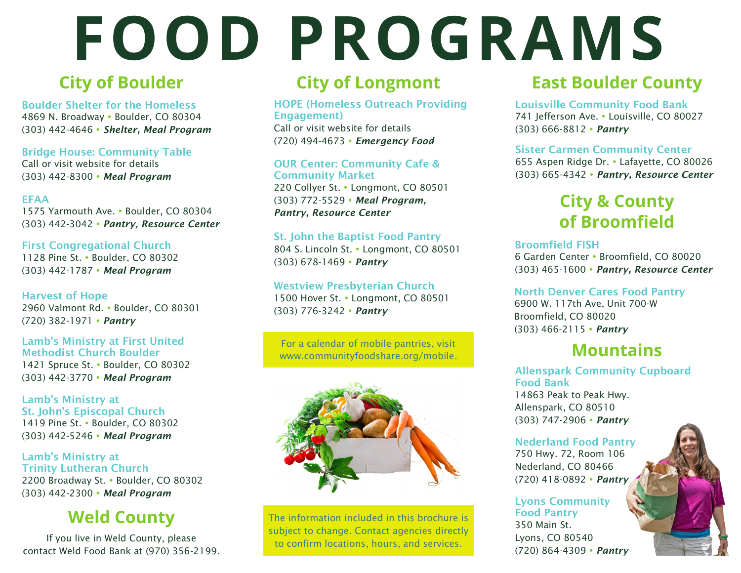# FOOD PROGRAMS

## City of Boulder

**Boulder Shelter for the Homeless**
4869 N. Broadway • Boulder, CO 80304
(303) 442-4646 • ***Shelter, Meal Program***

**Bridge House: Community Table**
Call or visit website for details
(303) 442-8300 • ***Meal Program***

**EFAA**
1575 Yarmouth Ave. • Boulder, CO 80304
(303) 442-3042 • ***Pantry, Resource Center***

**First Congregational Church**
1128 Pine St. • Boulder, CO 80302
(303) 442-1787 • ***Meal Program***

**Harvest of Hope**
2960 Valmont Rd. • Boulder, CO 80301
(720) 382-1971 • ***Pantry***

**Lamb's Ministry at First United Methodist Church Boulder**
1421 Spruce St. • Boulder, CO 80302
(303) 442-3770 • ***Meal Program***

**Lamb's Ministry at St. John's Episcopal Church**
1419 Pine St. • Boulder, CO 80302
(303) 442-5246 • ***Meal Program***

**Lamb's Ministry at Trinity Lutheran Church**
2200 Broadway St. • Boulder, CO 80302
(303) 442-2300 • ***Meal Program***

## Weld County

If you live in Weld County, please contact Weld Food Bank at (970) 356-2199.

## City of Longmont

**HOPE (Homeless Outreach Providing Engagement)**
Call or visit website for details
(720) 494-4673 • ***Emergency Food***

**OUR Center: Community Cafe & Community Market**
220 Collyer St. • Longmont, CO 80501
(303) 772-5529 • ***Meal Program, Pantry, Resource Center***

**St. John the Baptist Food Pantry**
804 S. Lincoln St. • Longmont, CO 80501
(303) 678-1469 • ***Pantry***

**Westview Presbyterian Church**
1500 Hover St. • Longmont, CO 80501
(303) 776-3242 • ***Pantry***

For a calendar of mobile pantries, visit www.communityfoodshare.org/mobile.

The information included in this brochure is subject to change. Contact agencies directly to confirm locations, hours, and services.

## East Boulder County

**Louisville Community Food Bank**
741 Jefferson Ave. • Louisville, CO 80027
(303) 666-8812 • ***Pantry***

**Sister Carmen Community Center**
655 Aspen Ridge Dr. • Lafayette, CO 80026
(303) 665-4342 • ***Pantry, Resource Center***

## City & County of Broomfield

**Broomfield FISH**
6 Garden Center • Broomfield, CO 80020
(303) 465-1600 • ***Pantry, Resource Center***

**North Denver Cares Food Pantry**
6900 W. 117th Ave, Unit 700-W
Broomfield, CO 80020
(303) 466-2115 • ***Pantry***

## Mountains

**Allenspark Community Cupboard Food Bank**
14863 Peak to Peak Hwy.
Allenspark, CO 80510
(303) 747-2906 • ***Pantry***

**Nederland Food Pantry**
750 Hwy. 72, Room 106
Nederland, CO 80466
(720) 418-0892 • ***Pantry***

**Lyons Community Food Pantry**
350 Main St.
Lyons, CO 80540
(720) 864-4309 • ***Pantry***